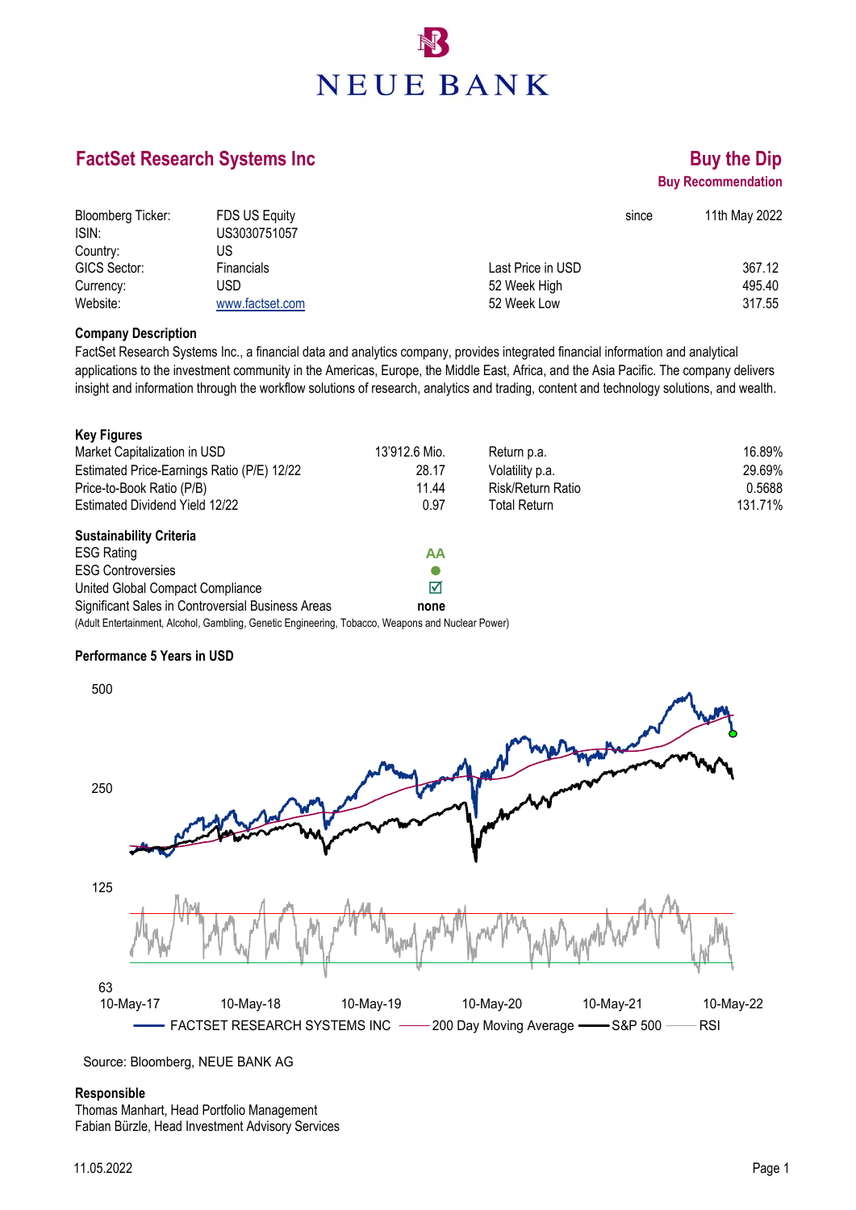NEUE BANK

# FactSet Research Systems Inc

## Buy the Dip

**Buy Recommendation**

| | | | |
|---|---|---|---|
| Bloomberg Ticker: | FDS US Equity | since | 11th May 2022 |
| ISIN: | US3030751057 | | |
| Country: | US | | |
| GICS Sector: | Financials | Last Price in USD | 367.12 |
| Currency: | USD | 52 Week High | 495.40 |
| Website: | www.factset.com | 52 Week Low | 317.55 |

### Company Description

FactSet Research Systems Inc., a financial data and analytics company, provides integrated financial information and analytical applications to the investment community in the Americas, Europe, the Middle East, Africa, and the Asia Pacific. The company delivers insight and information through the workflow solutions of research, analytics and trading, content and technology solutions, and wealth.

### Key Figures

| | | | |
|---|---|---|---|
| Market Capitalization in USD | 13'912.6 Mio. | Return p.a. | 16.89% |
| Estimated Price-Earnings Ratio (P/E) 12/22 | 28.17 | Volatility p.a. | 29.69% |
| Price-to-Book Ratio (P/B) | 11.44 | Risk/Return Ratio | 0.5688 |
| Estimated Dividend Yield 12/22 | 0.97 | Total Return | 131.71% |

### Sustainability Criteria

| | |
|---|---|
| ESG Rating | AA |
| ESG Controversies | ● |
| United Global Compact Compliance | ☑ |
| Significant Sales in Controversial Business Areas | none |

(Adult Entertainment, Alcohol, Gambling, Genetic Engineering, Tobacco, Weapons and Nuclear Power)

### Performance 5 Years in USD

FACTSET RESEARCH SYSTEMS INC — 200 Day Moving Average — S&P 500 — RSI

Source: Bloomberg, NEUE BANK AG

### Responsible

Thomas Manhart, Head Portfolio Management
Fabian Bürzle, Head Investment Advisory Services

11.05.2022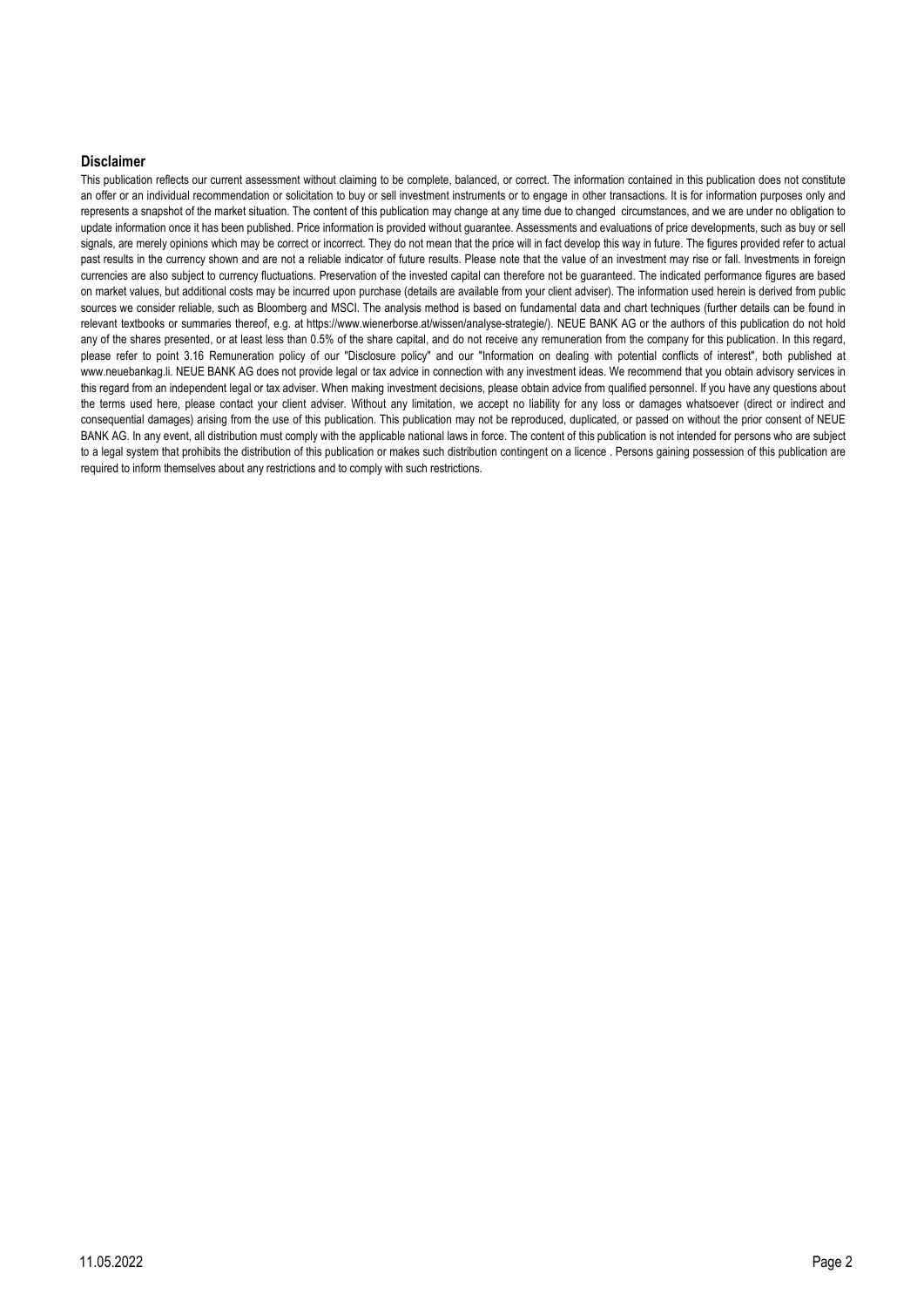### Disclaimer

This publication reflects our current assessment without claiming to be complete, balanced, or correct. The information contained in this publication does not constitute an offer or an individual recommendation or solicitation to buy or sell investment instruments or to engage in other transactions. It is for information purposes only and represents a snapshot of the market situation. The content of this publication may change at any time due to changed circumstances, and we are under no obligation to update information once it has been published. Price information is provided without guarantee. Assessments and evaluations of price developments, such as buy or sell signals, are merely opinions which may be correct or incorrect. They do not mean that the price will in fact develop this way in future. The figures provided refer to actual past results in the currency shown and are not a reliable indicator of future results. Please note that the value of an investment may rise or fall. Investments in foreign currencies are also subject to currency fluctuations. Preservation of the invested capital can therefore not be guaranteed. The indicated performance figures are based on market values, but additional costs may be incurred upon purchase (details are available from your client adviser). The information used herein is derived from public sources we consider reliable, such as Bloomberg and MSCI. The analysis method is based on fundamental data and chart techniques (further details can be found in relevant textbooks or summaries thereof, e.g. at https://www.wienerborse.at/wissen/analyse-strategie/). NEUE BANK AG or the authors of this publication do not hold any of the shares presented, or at least less than 0.5% of the share capital, and do not receive any remuneration from the company for this publication. In this regard, please refer to point 3.16 Remuneration policy of our "Disclosure policy" and our "Information on dealing with potential conflicts of interest", both published at www.neuebankag.li. NEUE BANK AG does not provide legal or tax advice in connection with any investment ideas. We recommend that you obtain advisory services in this regard from an independent legal or tax adviser. When making investment decisions, please obtain advice from qualified personnel. If you have any questions about the terms used here, please contact your client adviser. Without any limitation, we accept no liability for any loss or damages whatsoever (direct or indirect and consequential damages) arising from the use of this publication. This publication may not be reproduced, duplicated, or passed on without the prior consent of NEUE BANK AG. In any event, all distribution must comply with the applicable national laws in force. The content of this publication is not intended for persons who are subject to a legal system that prohibits the distribution of this publication or makes such distribution contingent on a licence . Persons gaining possession of this publication are required to inform themselves about any restrictions and to comply with such restrictions.

11.05.2022